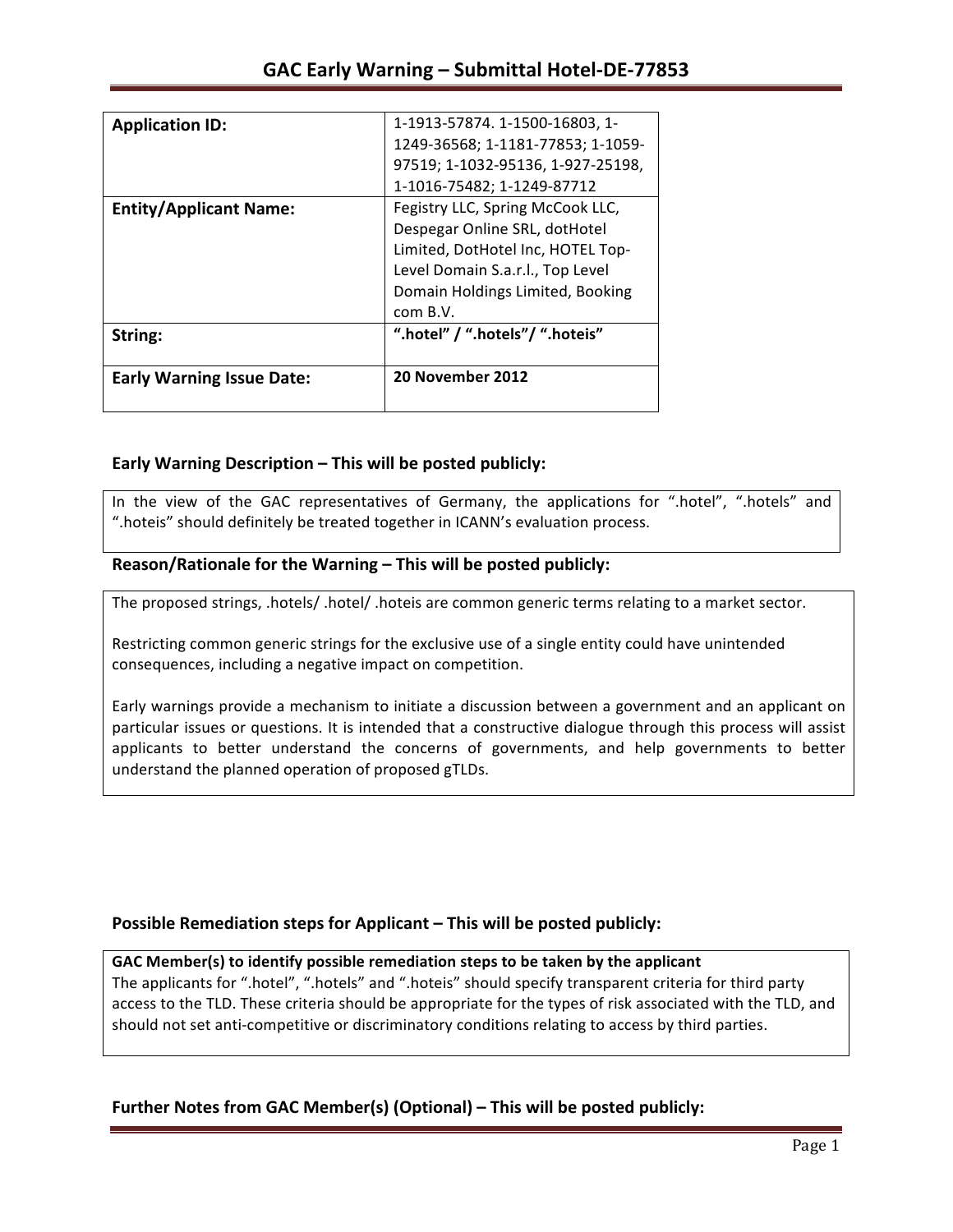# GAC Early Warning – Submittal Hotel-DE-77853

| **Application ID:** | 1-1913-57874. 1-1500-16803, 1-1249-36568; 1-1181-77853; 1-1059-97519; 1-1032-95136, 1-927-25198, 1-1016-75482; 1-1249-87712 |
|---|---|
| **Entity/Applicant Name:** | Fegistry LLC, Spring McCook LLC, Despegar Online SRL, dotHotel Limited, DotHotel Inc, HOTEL Top-Level Domain S.a.r.l., Top Level Domain Holdings Limited, Booking com B.V. |
| **String:** | **".hotel" / ".hotels"/ ".hoteis"** |
| **Early Warning Issue Date:** | **20 November 2012** |

## Early Warning Description – This will be posted publicly:

In the view of the GAC representatives of Germany, the applications for ".hotel", ".hotels" and ".hoteis" should definitely be treated together in ICANN's evaluation process.

## Reason/Rationale for the Warning – This will be posted publicly:

The proposed strings, .hotels/ .hotel/ .hoteis are common generic terms relating to a market sector.

Restricting common generic strings for the exclusive use of a single entity could have unintended consequences, including a negative impact on competition.

Early warnings provide a mechanism to initiate a discussion between a government and an applicant on particular issues or questions. It is intended that a constructive dialogue through this process will assist applicants to better understand the concerns of governments, and help governments to better understand the planned operation of proposed gTLDs.

## Possible Remediation steps for Applicant – This will be posted publicly:

**GAC Member(s) to identify possible remediation steps to be taken by the applicant**

The applicants for ".hotel", ".hotels" and ".hoteis" should specify transparent criteria for third party access to the TLD. These criteria should be appropriate for the types of risk associated with the TLD, and should not set anti-competitive or discriminatory conditions relating to access by third parties.

## Further Notes from GAC Member(s) (Optional) – This will be posted publicly: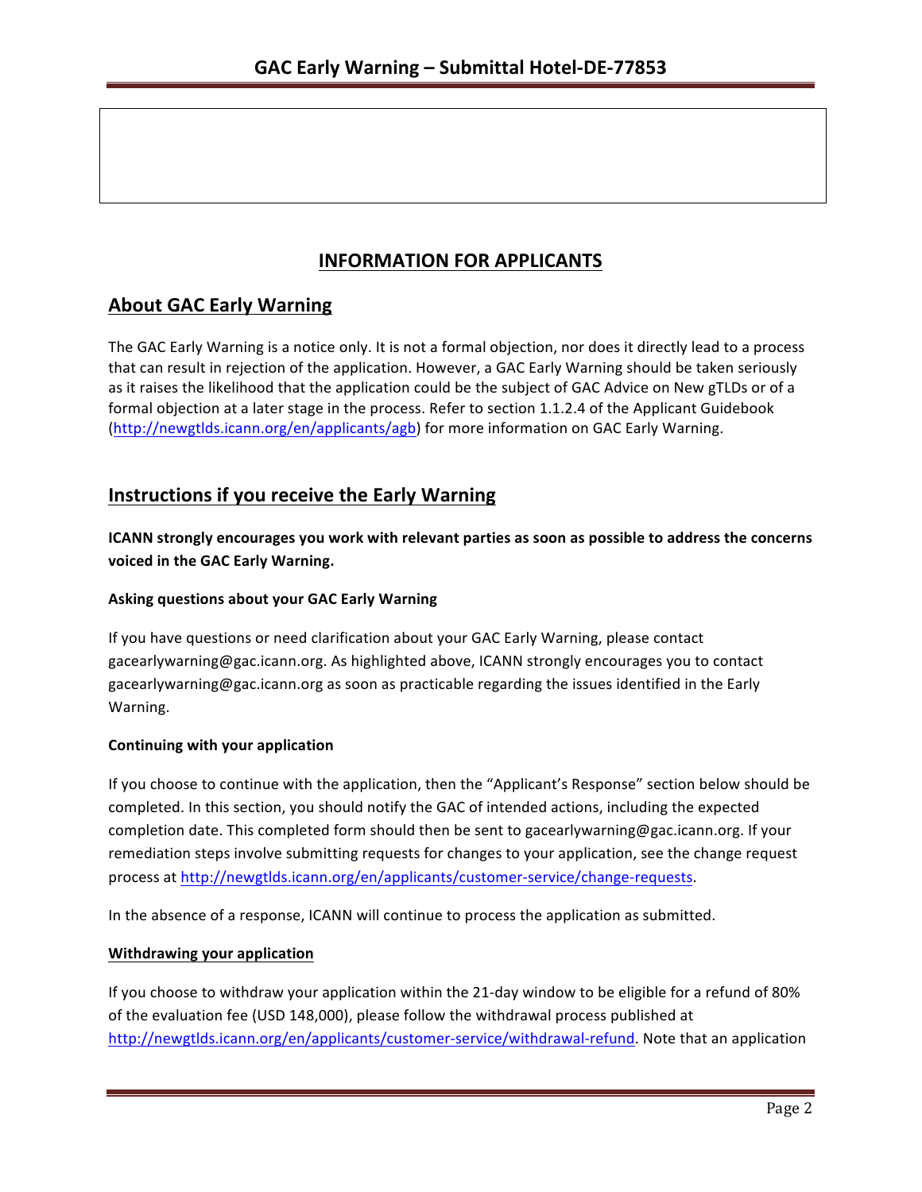## INFORMATION FOR APPLICANTS

## About GAC Early Warning

The GAC Early Warning is a notice only. It is not a formal objection, nor does it directly lead to a process that can result in rejection of the application. However, a GAC Early Warning should be taken seriously as it raises the likelihood that the application could be the subject of GAC Advice on New gTLDs or of a formal objection at a later stage in the process. Refer to section 1.1.2.4 of the Applicant Guidebook (http://newgtlds.icann.org/en/applicants/agb) for more information on GAC Early Warning.

## Instructions if you receive the Early Warning

**ICANN strongly encourages you work with relevant parties as soon as possible to address the concerns voiced in the GAC Early Warning.**

### Asking questions about your GAC Early Warning

If you have questions or need clarification about your GAC Early Warning, please contact gacearlywarning@gac.icann.org. As highlighted above, ICANN strongly encourages you to contact gacearlywarning@gac.icann.org as soon as practicable regarding the issues identified in the Early Warning.

### Continuing with your application

If you choose to continue with the application, then the "Applicant's Response" section below should be completed. In this section, you should notify the GAC of intended actions, including the expected completion date. This completed form should then be sent to gacearlywarning@gac.icann.org. If your remediation steps involve submitting requests for changes to your application, see the change request process at http://newgtlds.icann.org/en/applicants/customer-service/change-requests.

In the absence of a response, ICANN will continue to process the application as submitted.

### Withdrawing your application

If you choose to withdraw your application within the 21-day window to be eligible for a refund of 80% of the evaluation fee (USD 148,000), please follow the withdrawal process published at http://newgtlds.icann.org/en/applicants/customer-service/withdrawal-refund. Note that an application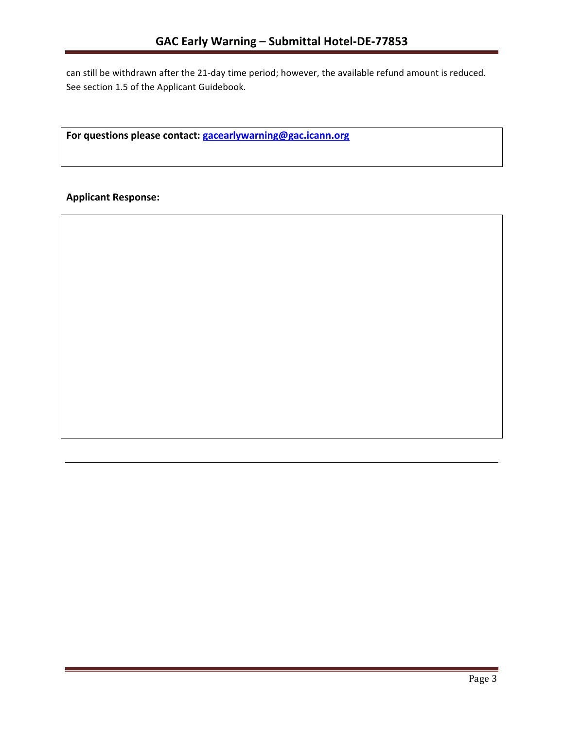can still be withdrawn after the 21-day time period; however, the available refund amount is reduced. See section 1.5 of the Applicant Guidebook.

**For questions please contact: gacearlywarning@gac.icann.org**

**Applicant Response:**